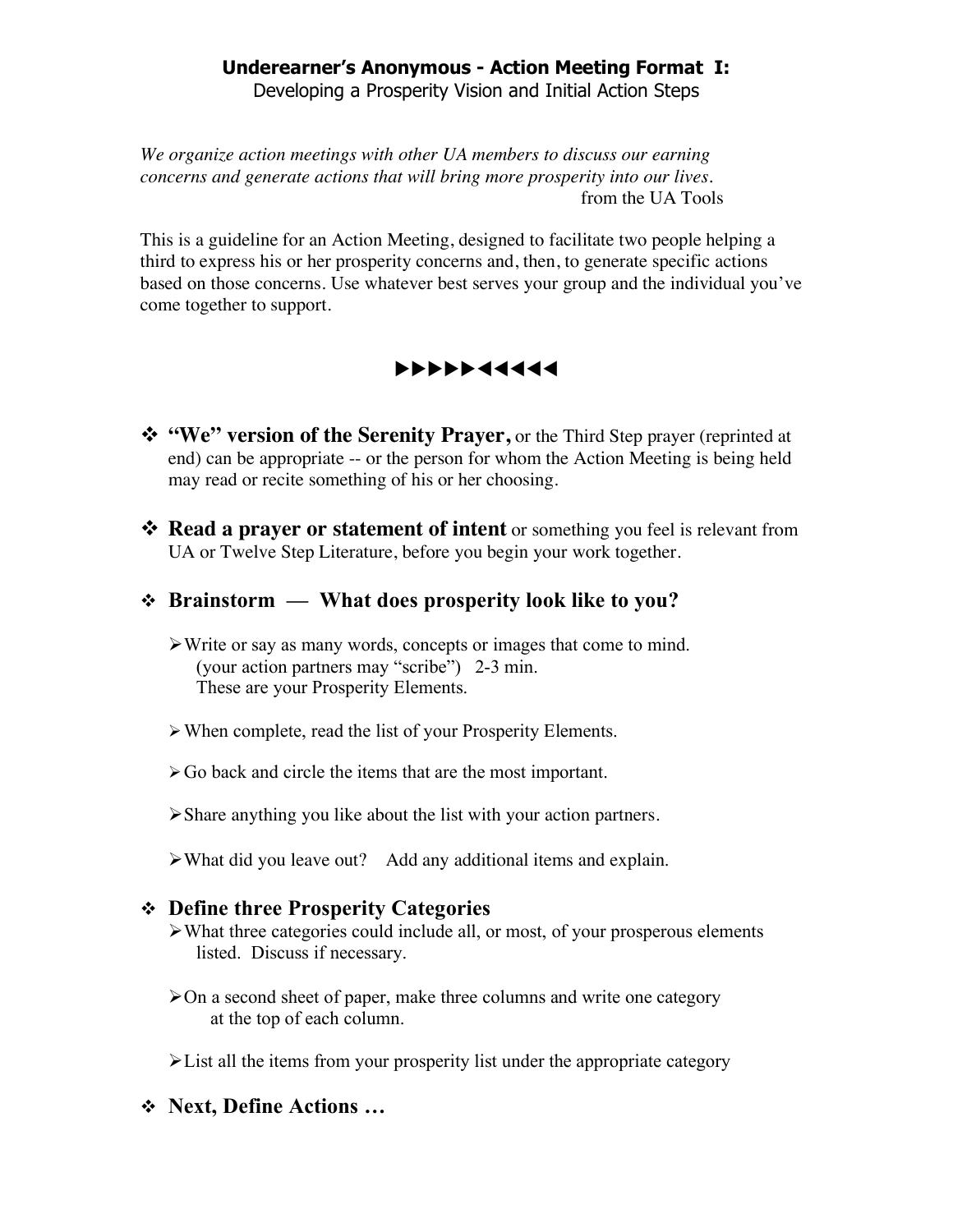# Underearner's Anonymous - Action Meeting Format I:

Developing a Prosperity Vision and Initial Action Steps

*We organize action meetings with other UA members to discuss our earning concerns and generate actions that will bring more prosperity into our lives.*
from the UA Tools

This is a guideline for an Action Meeting, designed to facilitate two people helping a third to express his or her prosperity concerns and, then, to generate specific actions based on those concerns. Use whatever best serves your group and the individual you've come together to support.

▶▶▶▶▶◀◀◀◀◀

- **"We" version of the Serenity Prayer,** or the Third Step prayer (reprinted at end) can be appropriate -- or the person for whom the Action Meeting is being held may read or recite something of his or her choosing.

- **Read a prayer or statement of intent** or something you feel is relevant from UA or Twelve Step Literature, before you begin your work together.

- **Brainstorm — What does prosperity look like to you?**
  - Write or say as many words, concepts or images that come to mind. (your action partners may "scribe") 2-3 min. These are your Prosperity Elements.
  - When complete, read the list of your Prosperity Elements.
  - Go back and circle the items that are the most important.
  - Share anything you like about the list with your action partners.
  - What did you leave out? Add any additional items and explain.

- **Define three Prosperity Categories**
  - What three categories could include all, or most, of your prosperous elements listed. Discuss if necessary.
  - On a second sheet of paper, make three columns and write one category at the top of each column.
  - List all the items from your prosperity list under the appropriate category

- **Next, Define Actions …**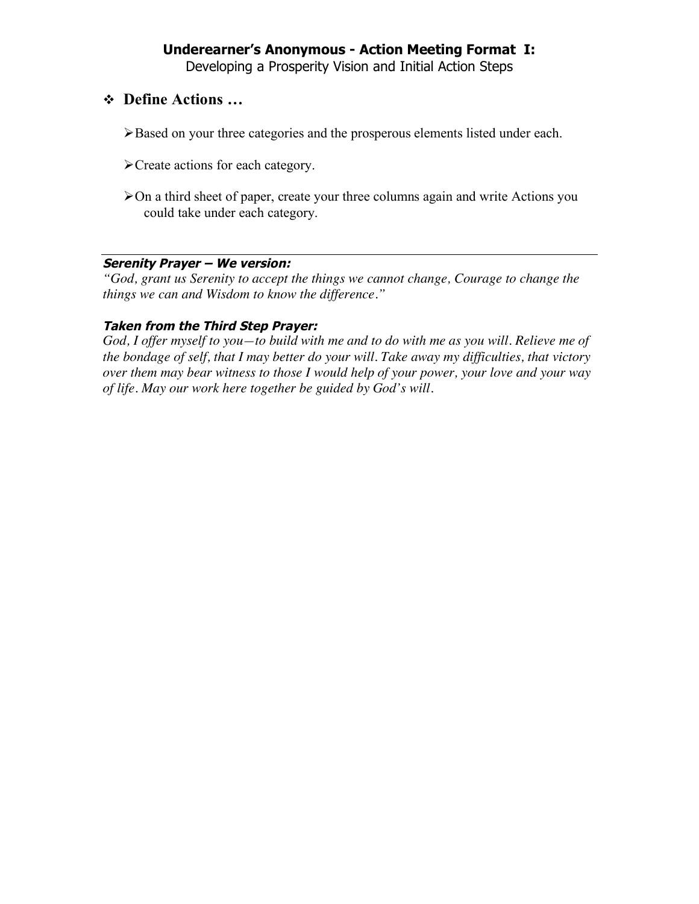**Underearner's Anonymous - Action Meeting Format I:**
Developing a Prosperity Vision and Initial Action Steps

## ❖ Define Actions …

- Based on your three categories and the prosperous elements listed under each.
- Create actions for each category.
- On a third sheet of paper, create your three columns again and write Actions you could take under each category.

---

***Serenity Prayer – We version:***

*"God, grant us Serenity to accept the things we cannot change, Courage to change the things we can and Wisdom to know the difference."*

***Taken from the Third Step Prayer:***

*God, I offer myself to you—to build with me and to do with me as you will. Relieve me of the bondage of self, that I may better do your will. Take away my difficulties, that victory over them may bear witness to those I would help of your power, your love and your way of life. May our work here together be guided by God's will.*